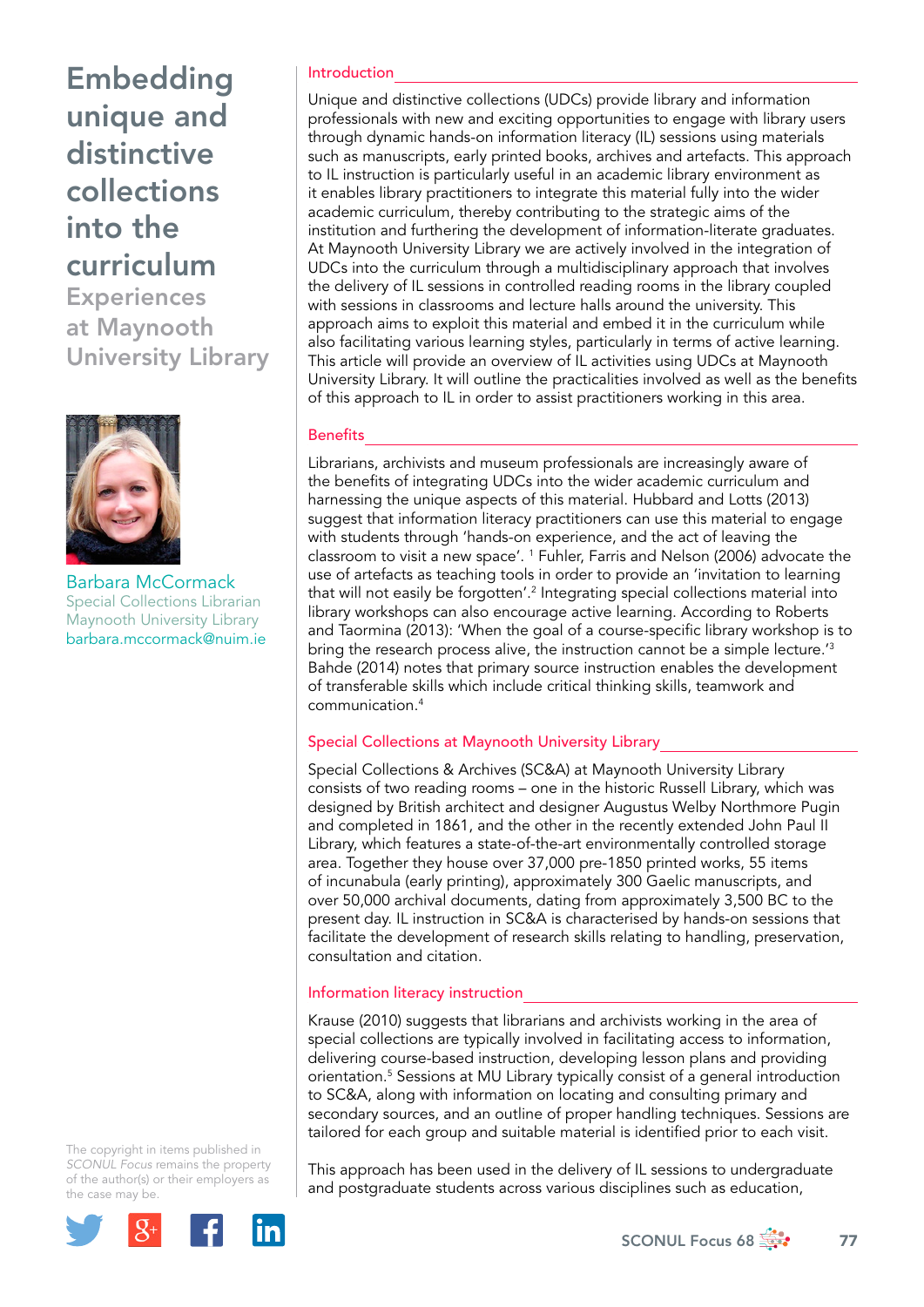# Embedding unique and distinctive collections into the curriculum

## Experiences at Maynooth University Library

Barbara McCormack
Special Collections Librarian
Maynooth University Library
barbara.mccormack@nuim.ie

The copyright in items published in *SCONUL Focus* remains the property of the author(s) or their employers as the case may be.

### Introduction

Unique and distinctive collections (UDCs) provide library and information professionals with new and exciting opportunities to engage with library users through dynamic hands-on information literacy (IL) sessions using materials such as manuscripts, early printed books, archives and artefacts. This approach to IL instruction is particularly useful in an academic library environment as it enables library practitioners to integrate this material fully into the wider academic curriculum, thereby contributing to the strategic aims of the institution and furthering the development of information-literate graduates. At Maynooth University Library we are actively involved in the integration of UDCs into the curriculum through a multidisciplinary approach that involves the delivery of IL sessions in controlled reading rooms in the library coupled with sessions in classrooms and lecture halls around the university. This approach aims to exploit this material and embed it in the curriculum while also facilitating various learning styles, particularly in terms of active learning. This article will provide an overview of IL activities using UDCs at Maynooth University Library. It will outline the practicalities involved as well as the benefits of this approach to IL in order to assist practitioners working in this area.

### Benefits

Librarians, archivists and museum professionals are increasingly aware of the benefits of integrating UDCs into the wider academic curriculum and harnessing the unique aspects of this material. Hubbard and Lotts (2013) suggest that information literacy practitioners can use this material to engage with students through 'hands-on experience, and the act of leaving the classroom to visit a new space'. [1] Fuhler, Farris and Nelson (2006) advocate the use of artefacts as teaching tools in order to provide an 'invitation to learning that will not easily be forgotten'.[2] Integrating special collections material into library workshops can also encourage active learning. According to Roberts and Taormina (2013): 'When the goal of a course-specific library workshop is to bring the research process alive, the instruction cannot be a simple lecture.'[3] Bahde (2014) notes that primary source instruction enables the development of transferable skills which include critical thinking skills, teamwork and communication.[4]

### Special Collections at Maynooth University Library

Special Collections & Archives (SC&A) at Maynooth University Library consists of two reading rooms – one in the historic Russell Library, which was designed by British architect and designer Augustus Welby Northmore Pugin and completed in 1861, and the other in the recently extended John Paul II Library, which features a state-of-the-art environmentally controlled storage area. Together they house over 37,000 pre-1850 printed works, 55 items of incunabula (early printing), approximately 300 Gaelic manuscripts, and over 50,000 archival documents, dating from approximately 3,500 BC to the present day. IL instruction in SC&A is characterised by hands-on sessions that facilitate the development of research skills relating to handling, preservation, consultation and citation.

### Information literacy instruction

Krause (2010) suggests that librarians and archivists working in the area of special collections are typically involved in facilitating access to information, delivering course-based instruction, developing lesson plans and providing orientation.[5] Sessions at MU Library typically consist of a general introduction to SC&A, along with information on locating and consulting primary and secondary sources, and an outline of proper handling techniques. Sessions are tailored for each group and suitable material is identified prior to each visit.

This approach has been used in the delivery of IL sessions to undergraduate and postgraduate students across various disciplines such as education,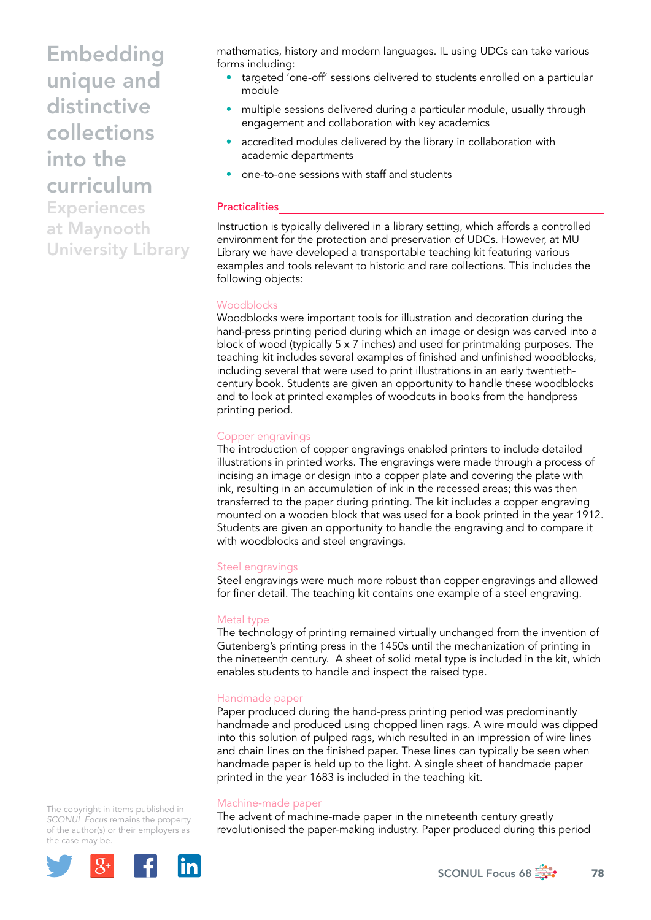mathematics, history and modern languages. IL using UDCs can take various forms including:

- targeted 'one-off' sessions delivered to students enrolled on a particular module
- multiple sessions delivered during a particular module, usually through engagement and collaboration with key academics
- accredited modules delivered by the library in collaboration with academic departments
- one-to-one sessions with staff and students

## Practicalities

Instruction is typically delivered in a library setting, which affords a controlled environment for the protection and preservation of UDCs. However, at MU Library we have developed a transportable teaching kit featuring various examples and tools relevant to historic and rare collections. This includes the following objects:

### Woodblocks

Woodblocks were important tools for illustration and decoration during the hand-press printing period during which an image or design was carved into a block of wood (typically 5 x 7 inches) and used for printmaking purposes. The teaching kit includes several examples of finished and unfinished woodblocks, including several that were used to print illustrations in an early twentieth-century book. Students are given an opportunity to handle these woodblocks and to look at printed examples of woodcuts in books from the handpress printing period.

### Copper engravings

The introduction of copper engravings enabled printers to include detailed illustrations in printed works. The engravings were made through a process of incising an image or design into a copper plate and covering the plate with ink, resulting in an accumulation of ink in the recessed areas; this was then transferred to the paper during printing. The kit includes a copper engraving mounted on a wooden block that was used for a book printed in the year 1912. Students are given an opportunity to handle the engraving and to compare it with woodblocks and steel engravings.

### Steel engravings

Steel engravings were much more robust than copper engravings and allowed for finer detail. The teaching kit contains one example of a steel engraving.

### Metal type

The technology of printing remained virtually unchanged from the invention of Gutenberg's printing press in the 1450s until the mechanization of printing in the nineteenth century. A sheet of solid metal type is included in the kit, which enables students to handle and inspect the raised type.

### Handmade paper

Paper produced during the hand-press printing period was predominantly handmade and produced using chopped linen rags. A wire mould was dipped into this solution of pulped rags, which resulted in an impression of wire lines and chain lines on the finished paper. These lines can typically be seen when handmade paper is held up to the light. A single sheet of handmade paper printed in the year 1683 is included in the teaching kit.

### Machine-made paper

The advent of machine-made paper in the nineteenth century greatly revolutionised the paper-making industry. Paper produced during this period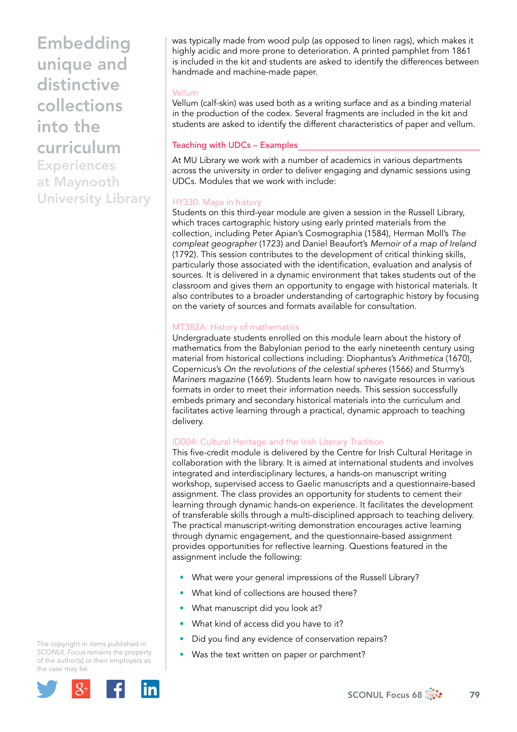was typically made from wood pulp (as opposed to linen rags), which makes it highly acidic and more prone to deterioration. A printed pamphlet from 1861 is included in the kit and students are asked to identify the differences between handmade and machine-made paper.

### Vellum

Vellum (calf-skin) was used both as a writing surface and as a binding material in the production of the codex. Several fragments are included in the kit and students are asked to identify the different characteristics of paper and vellum.

## Teaching with UDCs – Examples

At MU Library we work with a number of academics in various departments across the university in order to deliver engaging and dynamic sessions using UDCs. Modules that we work with include:

### HY330: Maps in history

Students on this third-year module are given a session in the Russell Library, which traces cartographic history using early printed materials from the collection, including Peter Apian's Cosmographia (1584), Herman Moll's *The compleat geographer* (1723) and Daniel Beaufort's *Memoir of a map of Ireland* (1792). This session contributes to the development of critical thinking skills, particularly those associated with the identification, evaluation and analysis of sources. It is delivered in a dynamic environment that takes students out of the classroom and gives them an opportunity to engage with historical materials. It also contributes to a broader understanding of cartographic history by focusing on the variety of sources and formats available for consultation.

### MT382A: History of mathematics

Undergraduate students enrolled on this module learn about the history of mathematics from the Babylonian period to the early nineteenth century using material from historical collections including: Diophantus's *Arithmetica* (1670), Copernicus's *On the revolutions of the celestial spheres* (1566) and Sturmy's *Mariners magazine* (1669). Students learn how to navigate resources in various formats in order to meet their information needs. This session successfully embeds primary and secondary historical materials into the curriculum and facilitates active learning through a practical, dynamic approach to teaching delivery.

### ID004: Cultural Heritage and the Irish Literary Tradition

This five-credit module is delivered by the Centre for Irish Cultural Heritage in collaboration with the library. It is aimed at international students and involves integrated and interdisciplinary lectures, a hands-on manuscript writing workshop, supervised access to Gaelic manuscripts and a questionnaire-based assignment. The class provides an opportunity for students to cement their learning through dynamic hands-on experience. It facilitates the development of transferable skills through a multi-disciplined approach to teaching delivery. The practical manuscript-writing demonstration encourages active learning through dynamic engagement, and the questionnaire-based assignment provides opportunities for reflective learning. Questions featured in the assignment include the following:

- What were your general impressions of the Russell Library?
- What kind of collections are housed there?
- What manuscript did you look at?
- What kind of access did you have to it?
- Did you find any evidence of conservation repairs?
- Was the text written on paper or parchment?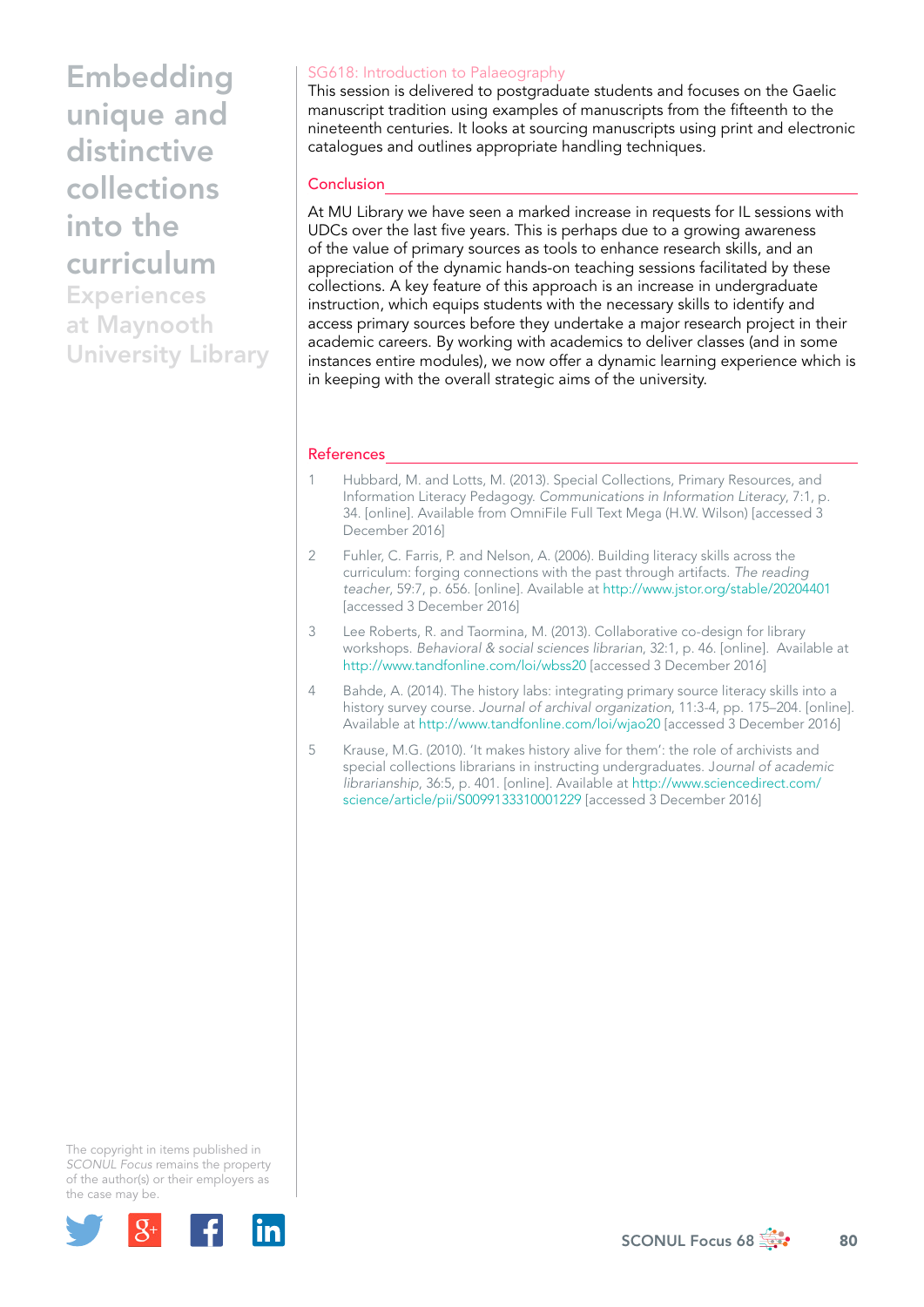SG618: Introduction to Palaeography

This session is delivered to postgraduate students and focuses on the Gaelic manuscript tradition using examples of manuscripts from the fifteenth to the nineteenth centuries. It looks at sourcing manuscripts using print and electronic catalogues and outlines appropriate handling techniques.

## Conclusion

At MU Library we have seen a marked increase in requests for IL sessions with UDCs over the last five years. This is perhaps due to a growing awareness of the value of primary sources as tools to enhance research skills, and an appreciation of the dynamic hands-on teaching sessions facilitated by these collections. A key feature of this approach is an increase in undergraduate instruction, which equips students with the necessary skills to identify and access primary sources before they undertake a major research project in their academic careers. By working with academics to deliver classes (and in some instances entire modules), we now offer a dynamic learning experience which is in keeping with the overall strategic aims of the university.

## References

1. Hubbard, M. and Lotts, M. (2013). Special Collections, Primary Resources, and Information Literacy Pedagogy. *Communications in Information Literacy*, 7:1, p. 34. [online]. Available from OmniFile Full Text Mega (H.W. Wilson) [accessed 3 December 2016]
2. Fuhler, C. Farris, P. and Nelson, A. (2006). Building literacy skills across the curriculum: forging connections with the past through artifacts. *The reading teacher*, 59:7, p. 656. [online]. Available at http://www.jstor.org/stable/20204401 [accessed 3 December 2016]
3. Lee Roberts, R. and Taormina, M. (2013). Collaborative co-design for library workshops. *Behavioral & social sciences librarian*, 32:1, p. 46. [online]. Available at http://www.tandfonline.com/loi/wbss20 [accessed 3 December 2016]
4. Bahde, A. (2014). The history labs: integrating primary source literacy skills into a history survey course. *Journal of archival organization*, 11:3-4, pp. 175–204. [online]. Available at http://www.tandfonline.com/loi/wjao20 [accessed 3 December 2016]
5. Krause, M.G. (2010). 'It makes history alive for them': the role of archivists and special collections librarians in instructing undergraduates. *Journal of academic librarianship*, 36:5, p. 401. [online]. Available at http://www.sciencedirect.com/science/article/pii/S0099133310001229 [accessed 3 December 2016]

The copyright in items published in *SCONUL Focus* remains the property of the author(s) or their employers as the case may be.